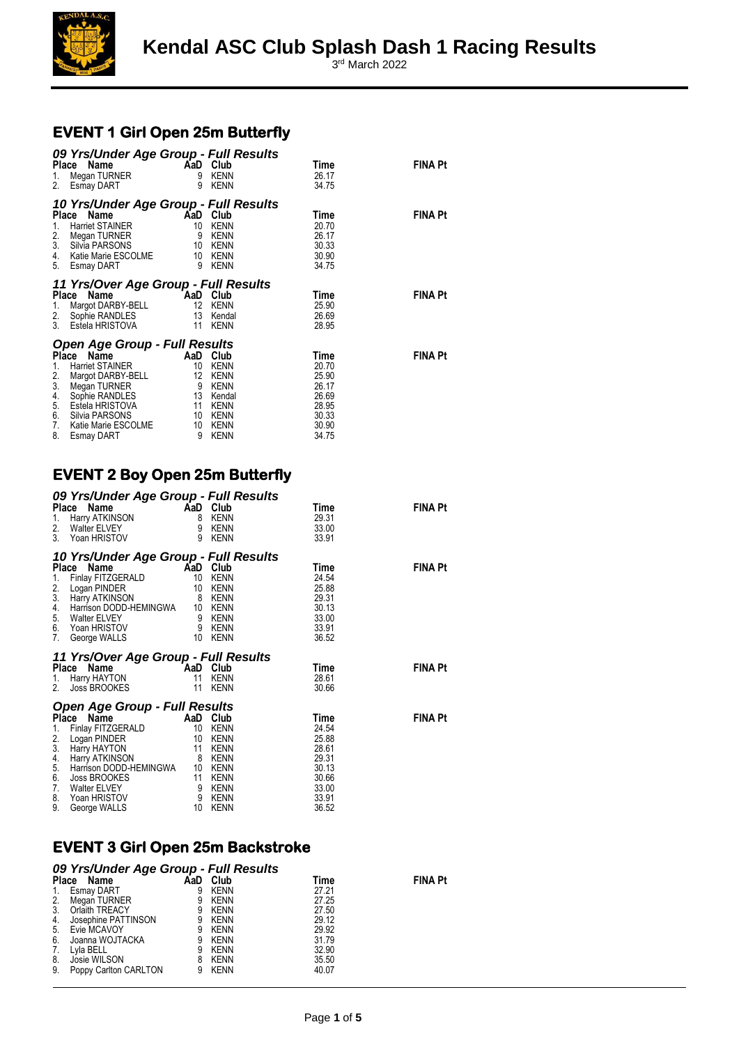# Kendal ASC Club Splash Dash 1 Racing Results

3rd March 2022

## EVENT 1 Girl Open 25m Butterfly

### *09 Yrs/Under Age Group - Full Results*

| Place | Name | AaD | Club | Time | FINA Pt |
|---|---|---|---|---|---|
| 1. | Megan TURNER | 9 | KENN | 26.17 | |
| 2. | Esmay DART | 9 | KENN | 34.75 | |

### *10 Yrs/Under Age Group - Full Results*

| Place | Name | AaD | Club | Time | FINA Pt |
|---|---|---|---|---|---|
| 1. | Harriet STAINER | 10 | KENN | 20.70 | |
| 2. | Megan TURNER | 9 | KENN | 26.17 | |
| 3. | Silvia PARSONS | 10 | KENN | 30.33 | |
| 4. | Katie Marie ESCOLME | 10 | KENN | 30.90 | |
| 5. | Esmay DART | 9 | KENN | 34.75 | |

### *11 Yrs/Over Age Group - Full Results*

| Place | Name | AaD | Club | Time | FINA Pt |
|---|---|---|---|---|---|
| 1. | Margot DARBY-BELL | 12 | KENN | 25.90 | |
| 2. | Sophie RANDLES | 13 | Kendal | 26.69 | |
| 3. | Estela HRISTOVA | 11 | KENN | 28.95 | |

### *Open Age Group - Full Results*

| Place | Name | AaD | Club | Time | FINA Pt |
|---|---|---|---|---|---|
| 1. | Harriet STAINER | 10 | KENN | 20.70 | |
| 2. | Margot DARBY-BELL | 12 | KENN | 25.90 | |
| 3. | Megan TURNER | 9 | KENN | 26.17 | |
| 4. | Sophie RANDLES | 13 | Kendal | 26.69 | |
| 5. | Estela HRISTOVA | 11 | KENN | 28.95 | |
| 6. | Silvia PARSONS | 10 | KENN | 30.33 | |
| 7. | Katie Marie ESCOLME | 10 | KENN | 30.90 | |
| 8. | Esmay DART | 9 | KENN | 34.75 | |

## EVENT 2 Boy Open 25m Butterfly

### *09 Yrs/Under Age Group - Full Results*

| Place | Name | AaD | Club | Time | FINA Pt |
|---|---|---|---|---|---|
| 1. | Harry ATKINSON | 8 | KENN | 29.31 | |
| 2. | Walter ELVEY | 9 | KENN | 33.00 | |
| 3. | Yoan HRISTOV | 9 | KENN | 33.91 | |

### *10 Yrs/Under Age Group - Full Results*

| Place | Name | AaD | Club | Time | FINA Pt |
|---|---|---|---|---|---|
| 1. | Finlay FITZGERALD | 10 | KENN | 24.54 | |
| 2. | Logan PINDER | 10 | KENN | 25.88 | |
| 3. | Harry ATKINSON | 8 | KENN | 29.31 | |
| 4. | Harrison DODD-HEMINGWA | 10 | KENN | 30.13 | |
| 5. | Walter ELVEY | 9 | KENN | 33.00 | |
| 6. | Yoan HRISTOV | 9 | KENN | 33.91 | |
| 7. | George WALLS | 10 | KENN | 36.52 | |

### *11 Yrs/Over Age Group - Full Results*

| Place | Name | AaD | Club | Time | FINA Pt |
|---|---|---|---|---|---|
| 1. | Harry HAYTON | 11 | KENN | 28.61 | |
| 2. | Joss BROOKES | 11 | KENN | 30.66 | |

### *Open Age Group - Full Results*

| Place | Name | AaD | Club | Time | FINA Pt |
|---|---|---|---|---|---|
| 1. | Finlay FITZGERALD | 10 | KENN | 24.54 | |
| 2. | Logan PINDER | 10 | KENN | 25.88 | |
| 3. | Harry HAYTON | 11 | KENN | 28.61 | |
| 4. | Harry ATKINSON | 8 | KENN | 29.31 | |
| 5. | Harrison DODD-HEMINGWA | 10 | KENN | 30.13 | |
| 6. | Joss BROOKES | 11 | KENN | 30.66 | |
| 7. | Walter ELVEY | 9 | KENN | 33.00 | |
| 8. | Yoan HRISTOV | 9 | KENN | 33.91 | |
| 9. | George WALLS | 10 | KENN | 36.52 | |

## EVENT 3 Girl Open 25m Backstroke

### *09 Yrs/Under Age Group - Full Results*

| Place | Name | AaD | Club | Time | FINA Pt |
|---|---|---|---|---|---|
| 1. | Esmay DART | 9 | KENN | 27.21 | |
| 2. | Megan TURNER | 9 | KENN | 27.25 | |
| 3. | Orlaith TREACY | 9 | KENN | 27.50 | |
| 4. | Josephine PATTINSON | 9 | KENN | 29.12 | |
| 5. | Evie MCAVOY | 9 | KENN | 29.92 | |
| 6. | Joanna WOJTACKA | 9 | KENN | 31.79 | |
| 7. | Lyla BELL | 9 | KENN | 32.90 | |
| 8. | Josie WILSON | 8 | KENN | 35.50 | |
| 9. | Poppy Carlton CARLTON | 9 | KENN | 40.07 | |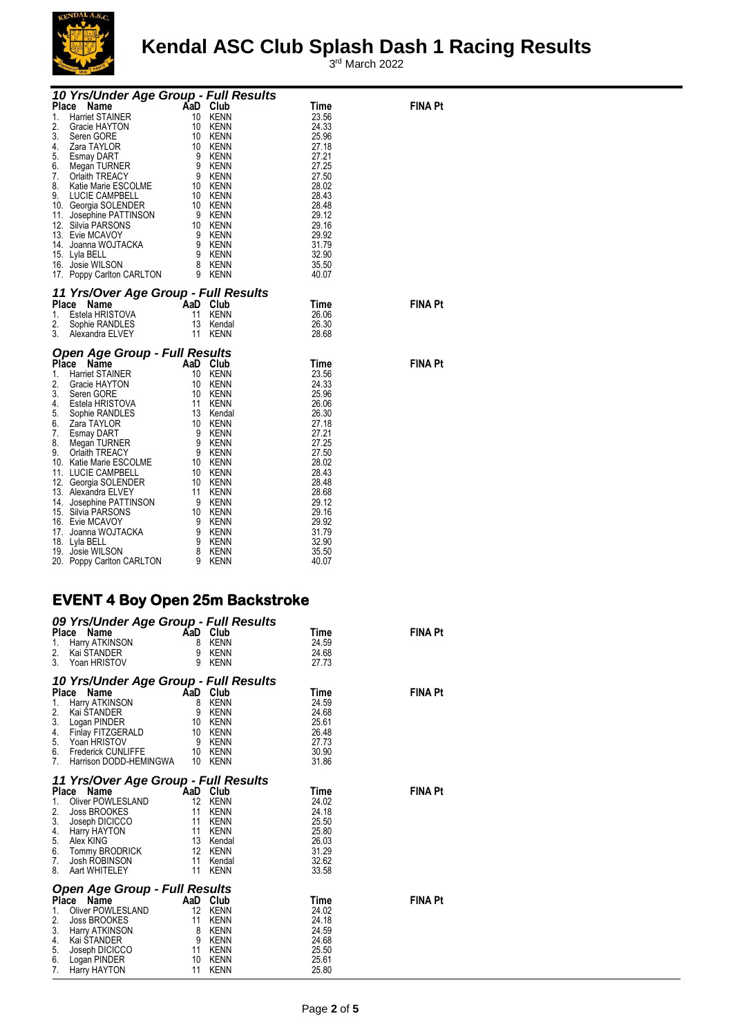# Kendal ASC Club Splash Dash 1 Racing Results

3rd March 2022

### 10 Yrs/Under Age Group - Full Results

| Place | Name | AaD | Club | Time | FINA Pt |
|---|---|---|---|---|---|
| 1. | Harriet STAINER | 10 | KENN | 23.56 | |
| 2. | Gracie HAYTON | 10 | KENN | 24.33 | |
| 3. | Seren GORE | 10 | KENN | 25.96 | |
| 4. | Zara TAYLOR | 10 | KENN | 27.18 | |
| 5. | Esmay DART | 9 | KENN | 27.21 | |
| 6. | Megan TURNER | 9 | KENN | 27.25 | |
| 7. | Orlaith TREACY | 9 | KENN | 27.50 | |
| 8. | Katie Marie ESCOLME | 10 | KENN | 28.02 | |
| 9. | LUCIE CAMPBELL | 10 | KENN | 28.43 | |
| 10. | Georgia SOLENDER | 10 | KENN | 28.48 | |
| 11. | Josephine PATTINSON | 9 | KENN | 29.12 | |
| 12. | Silvia PARSONS | 10 | KENN | 29.16 | |
| 13. | Evie MCAVOY | 9 | KENN | 29.92 | |
| 14. | Joanna WOJTACKA | 9 | KENN | 31.79 | |
| 15. | Lyla BELL | 9 | KENN | 32.90 | |
| 16. | Josie WILSON | 8 | KENN | 35.50 | |
| 17. | Poppy Carlton CARLTON | 9 | KENN | 40.07 | |

### 11 Yrs/Over Age Group - Full Results

| Place | Name | AaD | Club | Time | FINA Pt |
|---|---|---|---|---|---|
| 1. | Estela HRISTOVA | 11 | KENN | 26.06 | |
| 2. | Sophie RANDLES | 13 | Kendal | 26.30 | |
| 3. | Alexandra ELVEY | 11 | KENN | 28.68 | |

### Open Age Group - Full Results

| Place | Name | AaD | Club | Time | FINA Pt |
|---|---|---|---|---|---|
| 1. | Harriet STAINER | 10 | KENN | 23.56 | |
| 2. | Gracie HAYTON | 10 | KENN | 24.33 | |
| 3. | Seren GORE | 10 | KENN | 25.96 | |
| 4. | Estela HRISTOVA | 11 | KENN | 26.06 | |
| 5. | Sophie RANDLES | 13 | Kendal | 26.30 | |
| 6. | Zara TAYLOR | 10 | KENN | 27.18 | |
| 7. | Esmay DART | 9 | KENN | 27.21 | |
| 8. | Megan TURNER | 9 | KENN | 27.25 | |
| 9. | Orlaith TREACY | 9 | KENN | 27.50 | |
| 10. | Katie Marie ESCOLME | 10 | KENN | 28.02 | |
| 11. | LUCIE CAMPBELL | 10 | KENN | 28.43 | |
| 12. | Georgia SOLENDER | 10 | KENN | 28.48 | |
| 13. | Alexandra ELVEY | 11 | KENN | 28.68 | |
| 14. | Josephine PATTINSON | 9 | KENN | 29.12 | |
| 15. | Silvia PARSONS | 10 | KENN | 29.16 | |
| 16. | Evie MCAVOY | 9 | KENN | 29.92 | |
| 17. | Joanna WOJTACKA | 9 | KENN | 31.79 | |
| 18. | Lyla BELL | 9 | KENN | 32.90 | |
| 19. | Josie WILSON | 8 | KENN | 35.50 | |
| 20. | Poppy Carlton CARLTON | 9 | KENN | 40.07 | |

## EVENT 4 Boy Open 25m Backstroke

### 09 Yrs/Under Age Group - Full Results

| Place | Name | AaD | Club | Time | FINA Pt |
|---|---|---|---|---|---|
| 1. | Harry ATKINSON | 8 | KENN | 24.59 | |
| 2. | Kai STANDER | 9 | KENN | 24.68 | |
| 3. | Yoan HRISTOV | 9 | KENN | 27.73 | |

### 10 Yrs/Under Age Group - Full Results

| Place | Name | AaD | Club | Time | FINA Pt |
|---|---|---|---|---|---|
| 1. | Harry ATKINSON | 8 | KENN | 24.59 | |
| 2. | Kai STANDER | 9 | KENN | 24.68 | |
| 3. | Logan PINDER | 10 | KENN | 25.61 | |
| 4. | Finlay FITZGERALD | 10 | KENN | 26.48 | |
| 5. | Yoan HRISTOV | 9 | KENN | 27.73 | |
| 6. | Frederick CUNLIFFE | 10 | KENN | 30.90 | |
| 7. | Harrison DODD-HEMINGWA | 10 | KENN | 31.86 | |

### 11 Yrs/Over Age Group - Full Results

| Place | Name | AaD | Club | Time | FINA Pt |
|---|---|---|---|---|---|
| 1. | Oliver POWLESLAND | 12 | KENN | 24.02 | |
| 2. | Joss BROOKES | 11 | KENN | 24.18 | |
| 3. | Joseph DICICCO | 11 | KENN | 25.50 | |
| 4. | Harry HAYTON | 11 | KENN | 25.80 | |
| 5. | Alex KING | 13 | Kendal | 26.03 | |
| 6. | Tommy BRODRICK | 12 | KENN | 31.29 | |
| 7. | Josh ROBINSON | 11 | Kendal | 32.62 | |
| 8. | Aart WHITELEY | 11 | KENN | 33.58 | |

### Open Age Group - Full Results

| Place | Name | AaD | Club | Time | FINA Pt |
|---|---|---|---|---|---|
| 1. | Oliver POWLESLAND | 12 | KENN | 24.02 | |
| 2. | Joss BROOKES | 11 | KENN | 24.18 | |
| 3. | Harry ATKINSON | 8 | KENN | 24.59 | |
| 4. | Kai STANDER | 9 | KENN | 24.68 | |
| 5. | Joseph DICICCO | 11 | KENN | 25.50 | |
| 6. | Logan PINDER | 10 | KENN | 25.61 | |
| 7. | Harry HAYTON | 11 | KENN | 25.80 | |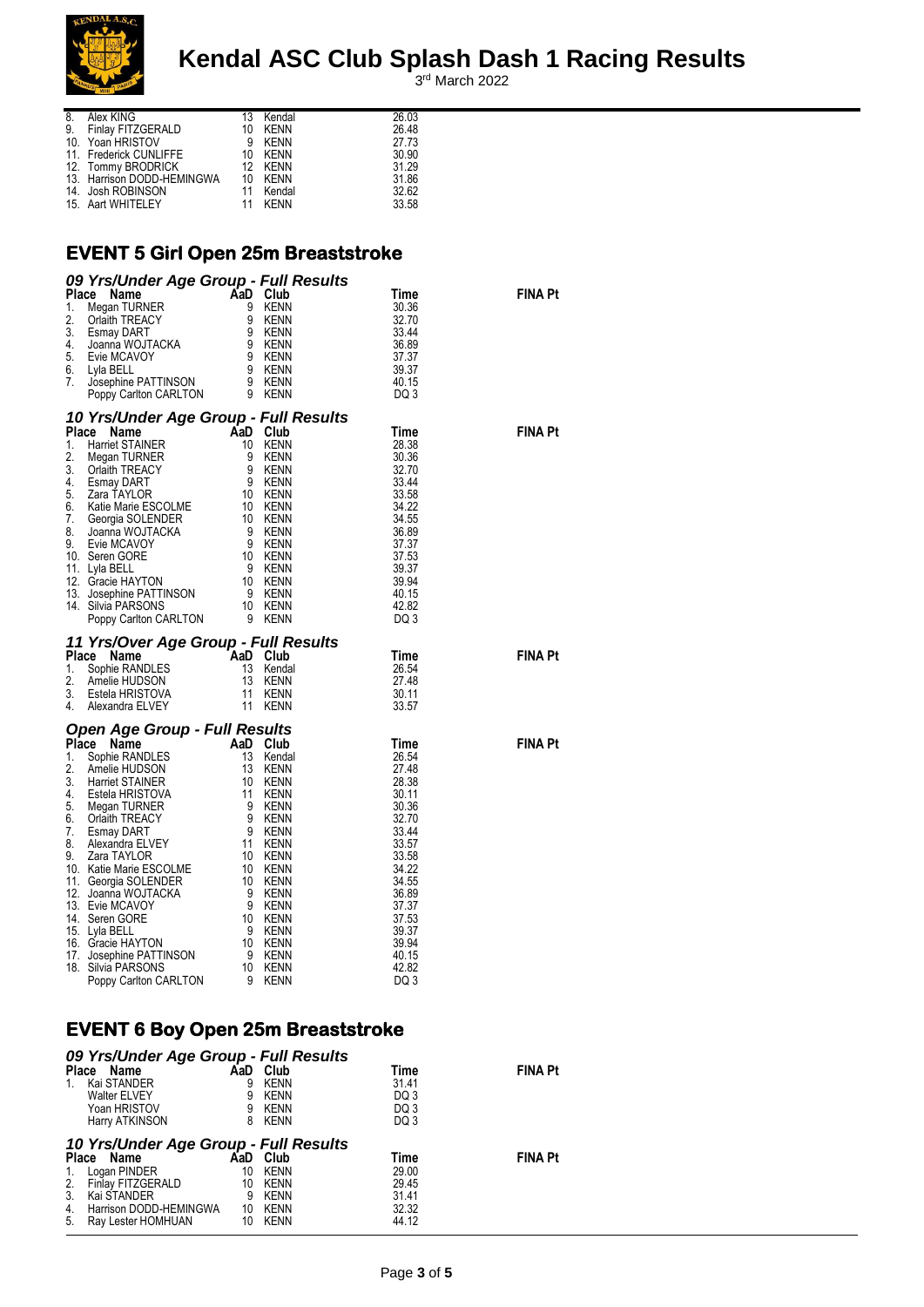# Kendal ASC Club Splash Dash 1 Racing Results

3rd March 2022

| Place | Name | AaD | Club | Time |
|---|---|---|---|---|
| 8. | Alex KING | 13 | Kendal | 26.03 |
| 9. | Finlay FITZGERALD | 10 | KENN | 26.48 |
| 10. | Yoan HRISTOV | 9 | KENN | 27.73 |
| 11. | Frederick CUNLIFFE | 10 | KENN | 30.90 |
| 12. | Tommy BRODRICK | 12 | KENN | 31.29 |
| 13. | Harrison DODD-HEMINGWA | 10 | KENN | 31.86 |
| 14. | Josh ROBINSON | 11 | Kendal | 32.62 |
| 15. | Aart WHITELEY | 11 | KENN | 33.58 |

## EVENT 5 Girl Open 25m Breaststroke

### *09 Yrs/Under Age Group - Full Results*

| Place | Name | AaD | Club | Time | FINA Pt |
|---|---|---|---|---|---|
| 1. | Megan TURNER | 9 | KENN | 30.36 | |
| 2. | Orlaith TREACY | 9 | KENN | 32.70 | |
| 3. | Esmay DART | 9 | KENN | 33.44 | |
| 4. | Joanna WOJTACKA | 9 | KENN | 36.89 | |
| 5. | Evie MCAVOY | 9 | KENN | 37.37 | |
| 6. | Lyla BELL | 9 | KENN | 39.37 | |
| 7. | Josephine PATTINSON | 9 | KENN | 40.15 | |
| | Poppy Carlton CARLTON | 9 | KENN | DQ 3 | |

### *10 Yrs/Under Age Group - Full Results*

| Place | Name | AaD | Club | Time | FINA Pt |
|---|---|---|---|---|---|
| 1. | Harriet STAINER | 10 | KENN | 28.38 | |
| 2. | Megan TURNER | 9 | KENN | 30.36 | |
| 3. | Orlaith TREACY | 9 | KENN | 32.70 | |
| 4. | Esmay DART | 9 | KENN | 33.44 | |
| 5. | Zara TAYLOR | 10 | KENN | 33.58 | |
| 6. | Katie Marie ESCOLME | 10 | KENN | 34.22 | |
| 7. | Georgia SOLENDER | 10 | KENN | 34.55 | |
| 8. | Joanna WOJTACKA | 9 | KENN | 36.89 | |
| 9. | Evie MCAVOY | 9 | KENN | 37.37 | |
| 10. | Seren GORE | 10 | KENN | 37.53 | |
| 11. | Lyla BELL | 9 | KENN | 39.37 | |
| 12. | Gracie HAYTON | 10 | KENN | 39.94 | |
| 13. | Josephine PATTINSON | 9 | KENN | 40.15 | |
| 14. | Silvia PARSONS | 10 | KENN | 42.82 | |
| | Poppy Carlton CARLTON | 9 | KENN | DQ 3 | |

### *11 Yrs/Over Age Group - Full Results*

| Place | Name | AaD | Club | Time | FINA Pt |
|---|---|---|---|---|---|
| 1. | Sophie RANDLES | 13 | Kendal | 26.54 | |
| 2. | Amelie HUDSON | 13 | KENN | 27.48 | |
| 3. | Estela HRISTOVA | 11 | KENN | 30.11 | |
| 4. | Alexandra ELVEY | 11 | KENN | 33.57 | |

### *Open Age Group - Full Results*

| Place | Name | AaD | Club | Time | FINA Pt |
|---|---|---|---|---|---|
| 1. | Sophie RANDLES | 13 | Kendal | 26.54 | |
| 2. | Amelie HUDSON | 13 | KENN | 27.48 | |
| 3. | Harriet STAINER | 10 | KENN | 28.38 | |
| 4. | Estela HRISTOVA | 11 | KENN | 30.11 | |
| 5. | Megan TURNER | 9 | KENN | 30.36 | |
| 6. | Orlaith TREACY | 9 | KENN | 32.70 | |
| 7. | Esmay DART | 9 | KENN | 33.44 | |
| 8. | Alexandra ELVEY | 11 | KENN | 33.57 | |
| 9. | Zara TAYLOR | 10 | KENN | 33.58 | |
| 10. | Katie Marie ESCOLME | 10 | KENN | 34.22 | |
| 11. | Georgia SOLENDER | 10 | KENN | 34.55 | |
| 12. | Joanna WOJTACKA | 9 | KENN | 36.89 | |
| 13. | Evie MCAVOY | 9 | KENN | 37.37 | |
| 14. | Seren GORE | 10 | KENN | 37.53 | |
| 15. | Lyla BELL | 9 | KENN | 39.37 | |
| 16. | Gracie HAYTON | 10 | KENN | 39.94 | |
| 17. | Josephine PATTINSON | 9 | KENN | 40.15 | |
| 18. | Silvia PARSONS | 10 | KENN | 42.82 | |
| | Poppy Carlton CARLTON | 9 | KENN | DQ 3 | |

## EVENT 6 Boy Open 25m Breaststroke

### *09 Yrs/Under Age Group - Full Results*

| Place | Name | AaD | Club | Time | FINA Pt |
|---|---|---|---|---|---|
| 1. | Kai STANDER | 9 | KENN | 31.41 | |
| | Walter ELVEY | 9 | KENN | DQ 3 | |
| | Yoan HRISTOV | 9 | KENN | DQ 3 | |
| | Harry ATKINSON | 8 | KENN | DQ 3 | |

### *10 Yrs/Under Age Group - Full Results*

| Place | Name | AaD | Club | Time | FINA Pt |
|---|---|---|---|---|---|
| 1. | Logan PINDER | 10 | KENN | 29.00 | |
| 2. | Finlay FITZGERALD | 10 | KENN | 29.45 | |
| 3. | Kai STANDER | 9 | KENN | 31.41 | |
| 4. | Harrison DODD-HEMINGWA | 10 | KENN | 32.32 | |
| 5. | Ray Lester HOMHUAN | 10 | KENN | 44.12 | |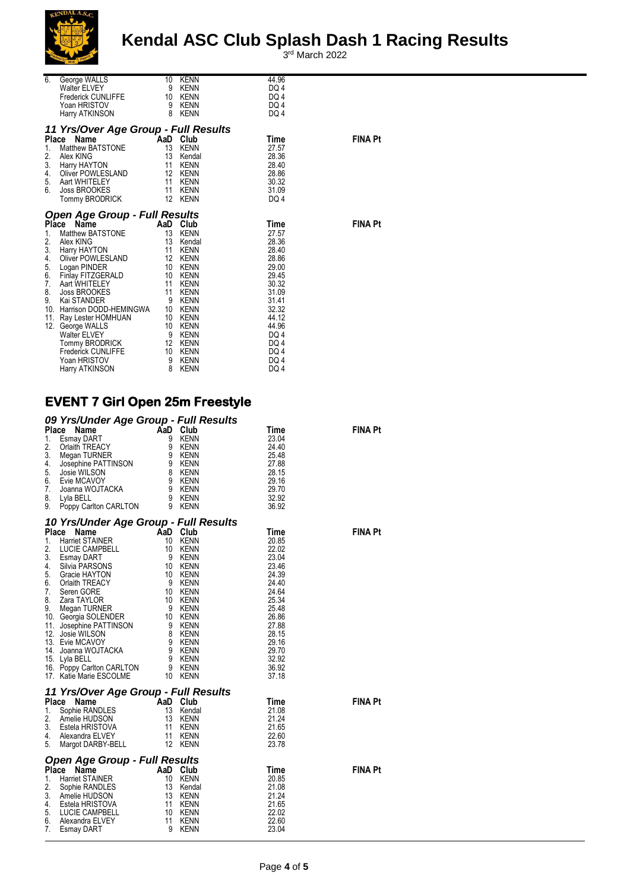# Kendal ASC Club Splash Dash 1 Racing Results

3rd March 2022

| Place | Name | AaD | Club | Time | FINA Pt |
|---|---|---|---|---|---|
| 6. | George WALLS | 10 | KENN | 44.96 | |
| | Walter ELVEY | 9 | KENN | DQ 4 | |
| | Frederick CUNLIFFE | 10 | KENN | DQ 4 | |
| | Yoan HRISTOV | 9 | KENN | DQ 4 | |
| | Harry ATKINSON | 8 | KENN | DQ 4 | |

### 11 Yrs/Over Age Group - Full Results

| Place | Name | AaD | Club | Time | FINA Pt |
|---|---|---|---|---|---|
| 1. | Matthew BATSTONE | 13 | KENN | 27.57 | |
| 2. | Alex KING | 13 | Kendal | 28.36 | |
| 3. | Harry HAYTON | 11 | KENN | 28.40 | |
| 4. | Oliver POWLESLAND | 12 | KENN | 28.86 | |
| 5. | Aart WHITELEY | 11 | KENN | 30.32 | |
| 6. | Joss BROOKES | 11 | KENN | 31.09 | |
| | Tommy BRODRICK | 12 | KENN | DQ 4 | |

### Open Age Group - Full Results

| Place | Name | AaD | Club | Time | FINA Pt |
|---|---|---|---|---|---|
| 1. | Matthew BATSTONE | 13 | KENN | 27.57 | |
| 2. | Alex KING | 13 | Kendal | 28.36 | |
| 3. | Harry HAYTON | 11 | KENN | 28.40 | |
| 4. | Oliver POWLESLAND | 12 | KENN | 28.86 | |
| 5. | Logan PINDER | 10 | KENN | 29.00 | |
| 6. | Finlay FITZGERALD | 10 | KENN | 29.45 | |
| 7. | Aart WHITELEY | 11 | KENN | 30.32 | |
| 8. | Joss BROOKES | 11 | KENN | 31.09 | |
| 9. | Kai STANDER | 9 | KENN | 31.41 | |
| 10. | Harrison DODD-HEMINGWA | 10 | KENN | 32.32 | |
| 11. | Ray Lester HOMHUAN | 10 | KENN | 44.12 | |
| 12. | George WALLS | 10 | KENN | 44.96 | |
| | Walter ELVEY | 9 | KENN | DQ 4 | |
| | Tommy BRODRICK | 12 | KENN | DQ 4 | |
| | Frederick CUNLIFFE | 10 | KENN | DQ 4 | |
| | Yoan HRISTOV | 9 | KENN | DQ 4 | |
| | Harry ATKINSON | 8 | KENN | DQ 4 | |

## EVENT 7 Girl Open 25m Freestyle

### 09 Yrs/Under Age Group - Full Results

| Place | Name | AaD | Club | Time | FINA Pt |
|---|---|---|---|---|---|
| 1. | Esmay DART | 9 | KENN | 23.04 | |
| 2. | Orlaith TREACY | 9 | KENN | 24.40 | |
| 3. | Megan TURNER | 9 | KENN | 25.48 | |
| 4. | Josephine PATTINSON | 9 | KENN | 27.88 | |
| 5. | Josie WILSON | 8 | KENN | 28.15 | |
| 6. | Evie MCAVOY | 9 | KENN | 29.16 | |
| 7. | Joanna WOJTACKA | 9 | KENN | 29.70 | |
| 8. | Lyla BELL | 9 | KENN | 32.92 | |
| 9. | Poppy Carlton CARLTON | 9 | KENN | 36.92 | |

### 10 Yrs/Under Age Group - Full Results

| Place | Name | AaD | Club | Time | FINA Pt |
|---|---|---|---|---|---|
| 1. | Harriet STAINER | 10 | KENN | 20.85 | |
| 2. | LUCIE CAMPBELL | 10 | KENN | 22.02 | |
| 3. | Esmay DART | 9 | KENN | 23.04 | |
| 4. | Silvia PARSONS | 10 | KENN | 23.46 | |
| 5. | Gracie HAYTON | 10 | KENN | 24.39 | |
| 6. | Orlaith TREACY | 9 | KENN | 24.40 | |
| 7. | Seren GORE | 10 | KENN | 24.64 | |
| 8. | Zara TAYLOR | 10 | KENN | 25.34 | |
| 9. | Megan TURNER | 9 | KENN | 25.48 | |
| 10. | Georgia SOLENDER | 10 | KENN | 26.86 | |
| 11. | Josephine PATTINSON | 9 | KENN | 27.88 | |
| 12. | Josie WILSON | 8 | KENN | 28.15 | |
| 13. | Evie MCAVOY | 9 | KENN | 29.16 | |
| 14. | Joanna WOJTACKA | 9 | KENN | 29.70 | |
| 15. | Lyla BELL | 9 | KENN | 32.92 | |
| 16. | Poppy Carlton CARLTON | 9 | KENN | 36.92 | |
| 17. | Katie Marie ESCOLME | 10 | KENN | 37.18 | |

### 11 Yrs/Over Age Group - Full Results

| Place | Name | AaD | Club | Time | FINA Pt |
|---|---|---|---|---|---|
| 1. | Sophie RANDLES | 13 | Kendal | 21.08 | |
| 2. | Amelie HUDSON | 13 | KENN | 21.24 | |
| 3. | Estela HRISTOVA | 11 | KENN | 21.65 | |
| 4. | Alexandra ELVEY | 11 | KENN | 22.60 | |
| 5. | Margot DARBY-BELL | 12 | KENN | 23.78 | |

### Open Age Group - Full Results

| Place | Name | AaD | Club | Time | FINA Pt |
|---|---|---|---|---|---|
| 1. | Harriet STAINER | 10 | KENN | 20.85 | |
| 2. | Sophie RANDLES | 13 | Kendal | 21.08 | |
| 3. | Amelie HUDSON | 13 | KENN | 21.24 | |
| 4. | Estela HRISTOVA | 11 | KENN | 21.65 | |
| 5. | LUCIE CAMPBELL | 10 | KENN | 22.02 | |
| 6. | Alexandra ELVEY | 11 | KENN | 22.60 | |
| 7. | Esmay DART | 9 | KENN | 23.04 | |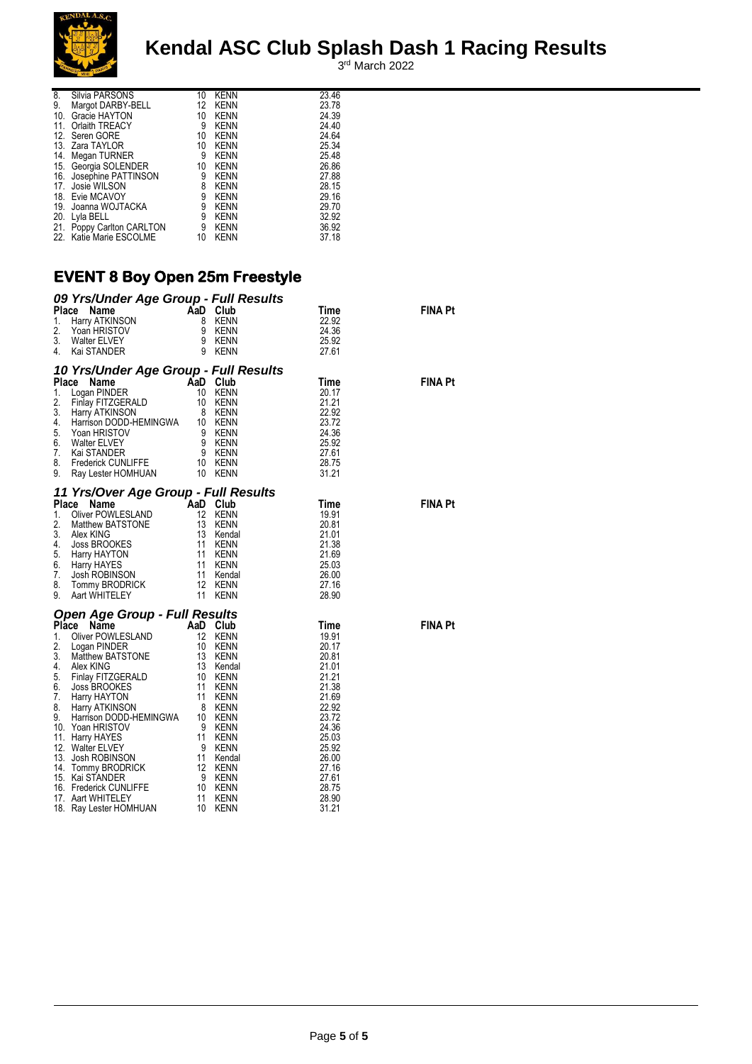# Kendal ASC Club Splash Dash 1 Racing Results

3rd March 2022

| | | | | |
|---|---|---|---|---|
| 8. | Silvia PARSONS | 10 | KENN | 23.46 |
| 9. | Margot DARBY-BELL | 12 | KENN | 23.78 |
| 10. | Gracie HAYTON | 10 | KENN | 24.39 |
| 11. | Orlaith TREACY | 9 | KENN | 24.40 |
| 12. | Seren GORE | 10 | KENN | 24.64 |
| 13. | Zara TAYLOR | 10 | KENN | 25.34 |
| 14. | Megan TURNER | 9 | KENN | 25.48 |
| 15. | Georgia SOLENDER | 10 | KENN | 26.86 |
| 16. | Josephine PATTINSON | 9 | KENN | 27.88 |
| 17. | Josie WILSON | 8 | KENN | 28.15 |
| 18. | Evie MCAVOY | 9 | KENN | 29.16 |
| 19. | Joanna WOJTACKA | 9 | KENN | 29.70 |
| 20. | Lyla BELL | 9 | KENN | 32.92 |
| 21. | Poppy Carlton CARLTON | 9 | KENN | 36.92 |
| 22. | Katie Marie ESCOLME | 10 | KENN | 37.18 |

## EVENT 8 Boy Open 25m Freestyle

### 09 Yrs/Under Age Group - Full Results

| Place | Name | AaD | Club | Time | FINA Pt |
|---|---|---|---|---|---|
| 1. | Harry ATKINSON | 8 | KENN | 22.92 | |
| 2. | Yoan HRISTOV | 9 | KENN | 24.36 | |
| 3. | Walter ELVEY | 9 | KENN | 25.92 | |
| 4. | Kai STANDER | 9 | KENN | 27.61 | |

### 10 Yrs/Under Age Group - Full Results

| Place | Name | AaD | Club | Time | FINA Pt |
|---|---|---|---|---|---|
| 1. | Logan PINDER | 10 | KENN | 20.17 | |
| 2. | Finlay FITZGERALD | 10 | KENN | 21.21 | |
| 3. | Harry ATKINSON | 8 | KENN | 22.92 | |
| 4. | Harrison DODD-HEMINGWA | 10 | KENN | 23.72 | |
| 5. | Yoan HRISTOV | 9 | KENN | 24.36 | |
| 6. | Walter ELVEY | 9 | KENN | 25.92 | |
| 7. | Kai STANDER | 9 | KENN | 27.61 | |
| 8. | Frederick CUNLIFFE | 10 | KENN | 28.75 | |
| 9. | Ray Lester HOMHUAN | 10 | KENN | 31.21 | |

### 11 Yrs/Over Age Group - Full Results

| Place | Name | AaD | Club | Time | FINA Pt |
|---|---|---|---|---|---|
| 1. | Oliver POWLESLAND | 12 | KENN | 19.91 | |
| 2. | Matthew BATSTONE | 13 | KENN | 20.81 | |
| 3. | Alex KING | 13 | Kendal | 21.01 | |
| 4. | Joss BROOKES | 11 | KENN | 21.38 | |
| 5. | Harry HAYTON | 11 | KENN | 21.69 | |
| 6. | Harry HAYES | 11 | KENN | 25.03 | |
| 7. | Josh ROBINSON | 11 | Kendal | 26.00 | |
| 8. | Tommy BRODRICK | 12 | KENN | 27.16 | |
| 9. | Aart WHITELEY | 11 | KENN | 28.90 | |

### Open Age Group - Full Results

| Place | Name | AaD | Club | Time | FINA Pt |
|---|---|---|---|---|---|
| 1. | Oliver POWLESLAND | 12 | KENN | 19.91 | |
| 2. | Logan PINDER | 10 | KENN | 20.17 | |
| 3. | Matthew BATSTONE | 13 | KENN | 20.81 | |
| 4. | Alex KING | 13 | Kendal | 21.01 | |
| 5. | Finlay FITZGERALD | 10 | KENN | 21.21 | |
| 6. | Joss BROOKES | 11 | KENN | 21.38 | |
| 7. | Harry HAYTON | 11 | KENN | 21.69 | |
| 8. | Harry ATKINSON | 8 | KENN | 22.92 | |
| 9. | Harrison DODD-HEMINGWA | 10 | KENN | 23.72 | |
| 10. | Yoan HRISTOV | 9 | KENN | 24.36 | |
| 11. | Harry HAYES | 11 | KENN | 25.03 | |
| 12. | Walter ELVEY | 9 | KENN | 25.92 | |
| 13. | Josh ROBINSON | 11 | Kendal | 26.00 | |
| 14. | Tommy BRODRICK | 12 | KENN | 27.16 | |
| 15. | Kai STANDER | 9 | KENN | 27.61 | |
| 16. | Frederick CUNLIFFE | 10 | KENN | 28.75 | |
| 17. | Aart WHITELEY | 11 | KENN | 28.90 | |
| 18. | Ray Lester HOMHUAN | 10 | KENN | 31.21 | |